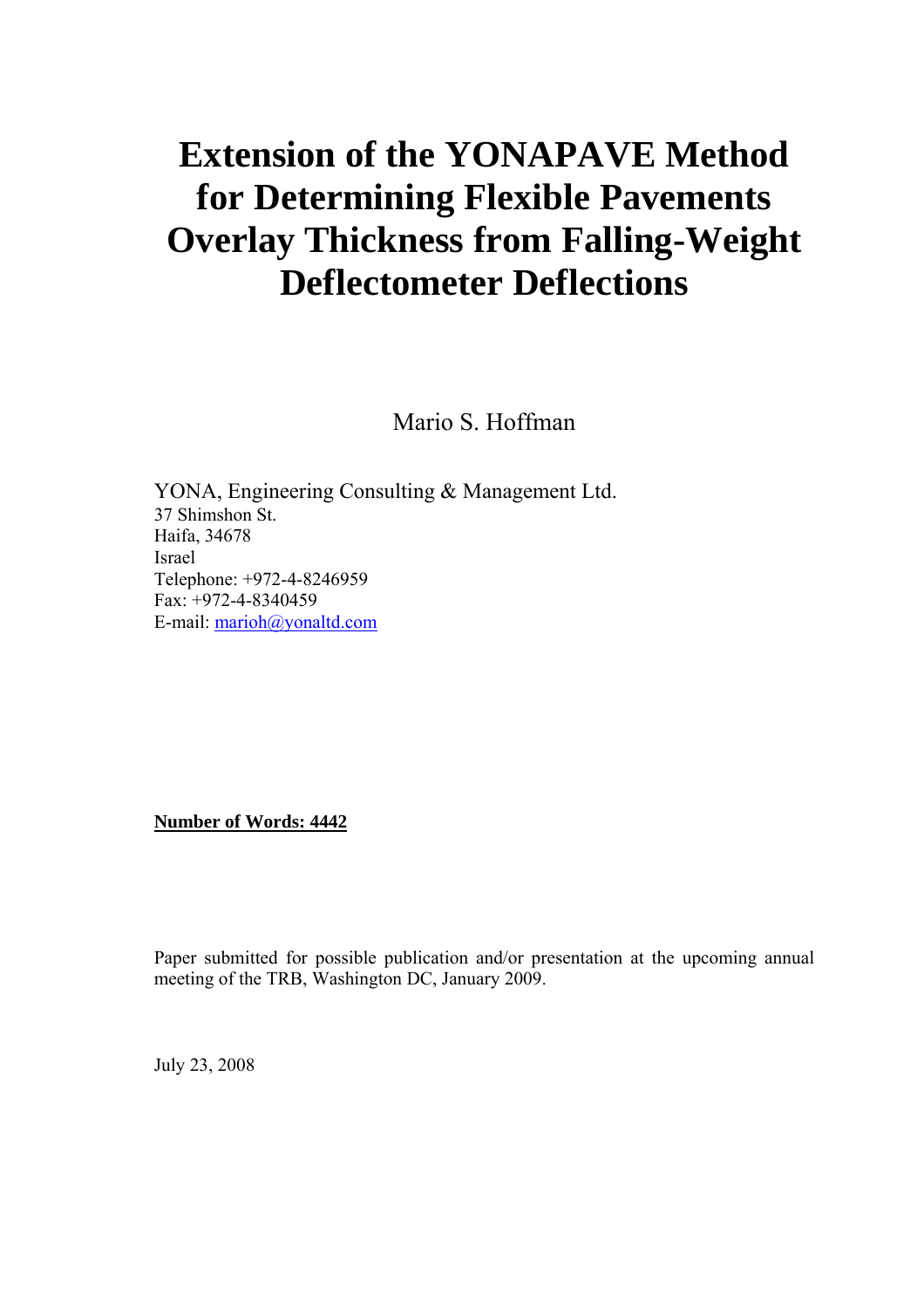# Extension of the YONAPAVE Method for Determining Flexible Pavements Overlay Thickness from Falling-Weight Deflectometer Deflections

Mario S. Hoffman

YONA, Engineering Consulting & Management Ltd.
37 Shimshon St.
Haifa, 34678
Israel
Telephone: +972-4-8246959
Fax: +972-4-8340459
E-mail: marioh@yonaltd.com

**Number of Words: 4442**

Paper submitted for possible publication and/or presentation at the upcoming annual meeting of the TRB, Washington DC, January 2009.

July 23, 2008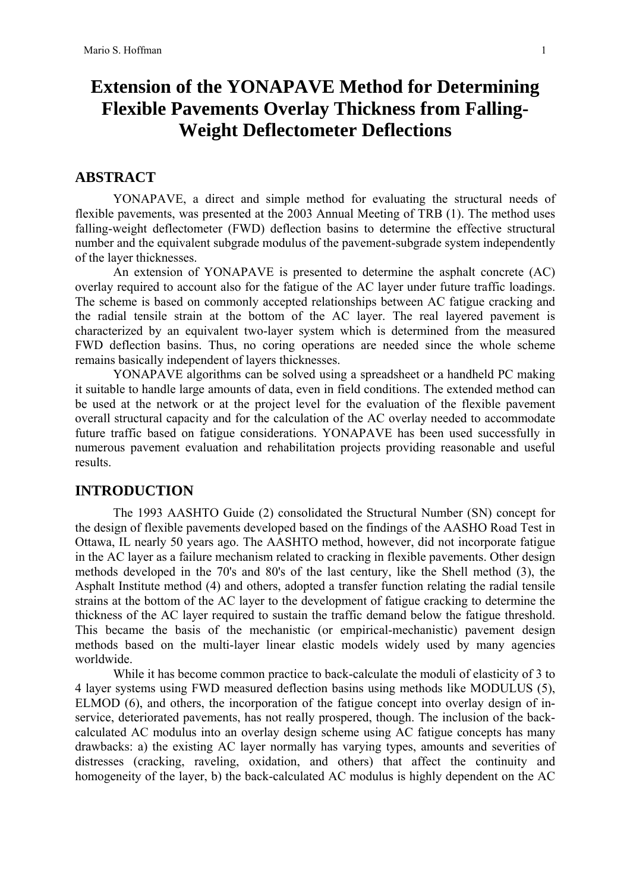# Extension of the YONAPAVE Method for Determining Flexible Pavements Overlay Thickness from Falling-Weight Deflectometer Deflections

## ABSTRACT

YONAPAVE, a direct and simple method for evaluating the structural needs of flexible pavements, was presented at the 2003 Annual Meeting of TRB (1). The method uses falling-weight deflectometer (FWD) deflection basins to determine the effective structural number and the equivalent subgrade modulus of the pavement-subgrade system independently of the layer thicknesses.

An extension of YONAPAVE is presented to determine the asphalt concrete (AC) overlay required to account also for the fatigue of the AC layer under future traffic loadings. The scheme is based on commonly accepted relationships between AC fatigue cracking and the radial tensile strain at the bottom of the AC layer. The real layered pavement is characterized by an equivalent two-layer system which is determined from the measured FWD deflection basins. Thus, no coring operations are needed since the whole scheme remains basically independent of layers thicknesses.

YONAPAVE algorithms can be solved using a spreadsheet or a handheld PC making it suitable to handle large amounts of data, even in field conditions. The extended method can be used at the network or at the project level for the evaluation of the flexible pavement overall structural capacity and for the calculation of the AC overlay needed to accommodate future traffic based on fatigue considerations. YONAPAVE has been used successfully in numerous pavement evaluation and rehabilitation projects providing reasonable and useful results.

## INTRODUCTION

The 1993 AASHTO Guide (2) consolidated the Structural Number (SN) concept for the design of flexible pavements developed based on the findings of the AASHO Road Test in Ottawa, IL nearly 50 years ago. The AASHTO method, however, did not incorporate fatigue in the AC layer as a failure mechanism related to cracking in flexible pavements. Other design methods developed in the 70's and 80's of the last century, like the Shell method (3), the Asphalt Institute method (4) and others, adopted a transfer function relating the radial tensile strains at the bottom of the AC layer to the development of fatigue cracking to determine the thickness of the AC layer required to sustain the traffic demand below the fatigue threshold. This became the basis of the mechanistic (or empirical-mechanistic) pavement design methods based on the multi-layer linear elastic models widely used by many agencies worldwide.

While it has become common practice to back-calculate the moduli of elasticity of 3 to 4 layer systems using FWD measured deflection basins using methods like MODULUS (5), ELMOD (6), and others, the incorporation of the fatigue concept into overlay design of in-service, deteriorated pavements, has not really prospered, though. The inclusion of the back-calculated AC modulus into an overlay design scheme using AC fatigue concepts has many drawbacks: a) the existing AC layer normally has varying types, amounts and severities of distresses (cracking, raveling, oxidation, and others) that affect the continuity and homogeneity of the layer, b) the back-calculated AC modulus is highly dependent on the AC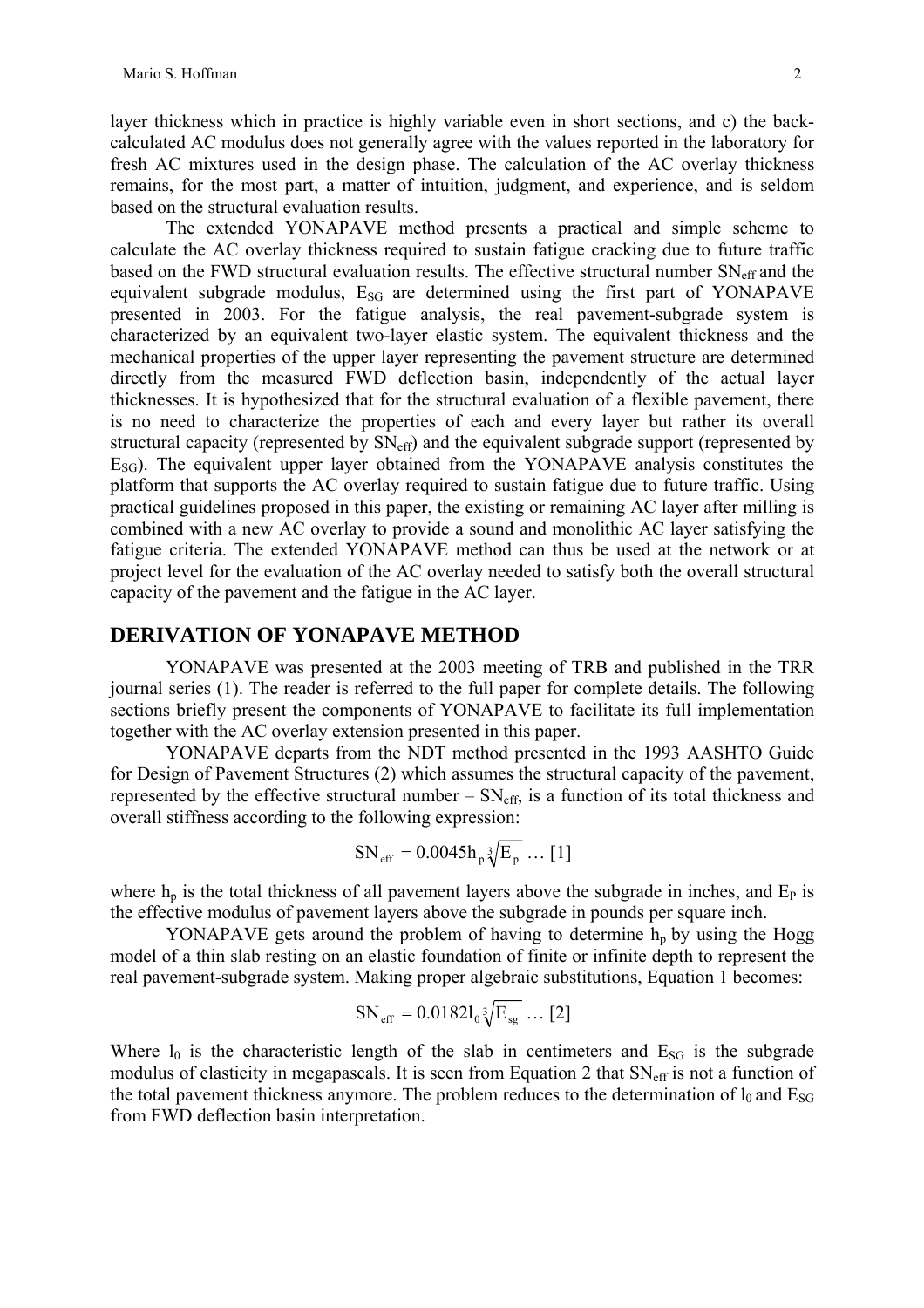layer thickness which in practice is highly variable even in short sections, and c) the back-calculated AC modulus does not generally agree with the values reported in the laboratory for fresh AC mixtures used in the design phase. The calculation of the AC overlay thickness remains, for the most part, a matter of intuition, judgment, and experience, and is seldom based on the structural evaluation results.

The extended YONAPAVE method presents a practical and simple scheme to calculate the AC overlay thickness required to sustain fatigue cracking due to future traffic based on the FWD structural evaluation results. The effective structural number $SN_{eff}$ and the equivalent subgrade modulus, $E_{SG}$ are determined using the first part of YONAPAVE presented in 2003. For the fatigue analysis, the real pavement-subgrade system is characterized by an equivalent two-layer elastic system. The equivalent thickness and the mechanical properties of the upper layer representing the pavement structure are determined directly from the measured FWD deflection basin, independently of the actual layer thicknesses. It is hypothesized that for the structural evaluation of a flexible pavement, there is no need to characterize the properties of each and every layer but rather its overall structural capacity (represented by $SN_{eff}$) and the equivalent subgrade support (represented by $E_{SG}$). The equivalent upper layer obtained from the YONAPAVE analysis constitutes the platform that supports the AC overlay required to sustain fatigue due to future traffic. Using practical guidelines proposed in this paper, the existing or remaining AC layer after milling is combined with a new AC overlay to provide a sound and monolithic AC layer satisfying the fatigue criteria. The extended YONAPAVE method can thus be used at the network or at project level for the evaluation of the AC overlay needed to satisfy both the overall structural capacity of the pavement and the fatigue in the AC layer.

## DERIVATION OF YONAPAVE METHOD

YONAPAVE was presented at the 2003 meeting of TRB and published in the TRR journal series (1). The reader is referred to the full paper for complete details. The following sections briefly present the components of YONAPAVE to facilitate its full implementation together with the AC overlay extension presented in this paper.

YONAPAVE departs from the NDT method presented in the 1993 AASHTO Guide for Design of Pavement Structures (2) which assumes the structural capacity of the pavement, represented by the effective structural number – $SN_{eff}$, is a function of its total thickness and overall stiffness according to the following expression:

$$SN_{eff} = 0.0045 h_p \sqrt[3]{E_p} \quad \ldots [1]$$

where $h_p$ is the total thickness of all pavement layers above the subgrade in inches, and $E_P$ is the effective modulus of pavement layers above the subgrade in pounds per square inch.

YONAPAVE gets around the problem of having to determine $h_p$ by using the Hogg model of a thin slab resting on an elastic foundation of finite or infinite depth to represent the real pavement-subgrade system. Making proper algebraic substitutions, Equation 1 becomes:

$$SN_{eff} = 0.0182 l_0 \sqrt[3]{E_{sg}} \quad \ldots [2]$$

Where $l_0$ is the characteristic length of the slab in centimeters and $E_{SG}$ is the subgrade modulus of elasticity in megapascals. It is seen from Equation 2 that $SN_{eff}$ is not a function of the total pavement thickness anymore. The problem reduces to the determination of $l_0$ and $E_{SG}$ from FWD deflection basin interpretation.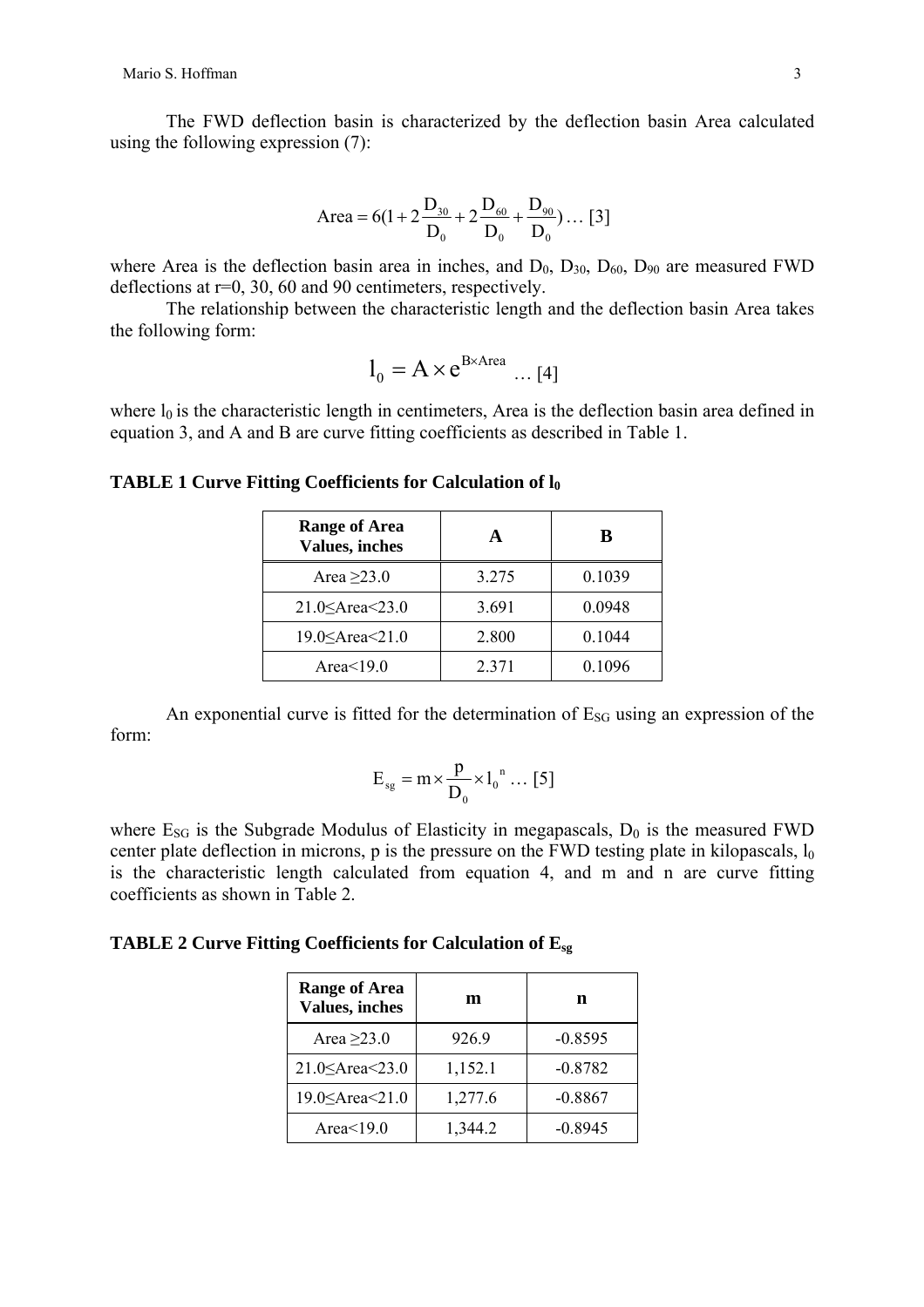The FWD deflection basin is characterized by the deflection basin Area calculated using the following expression (7):

$$\text{Area} = 6(1 + 2\frac{D_{30}}{D_0} + 2\frac{D_{60}}{D_0} + \frac{D_{90}}{D_0}) \ldots [3]$$

where Area is the deflection basin area in inches, and $D_0$, $D_{30}$, $D_{60}$, $D_{90}$ are measured FWD deflections at r=0, 30, 60 and 90 centimeters, respectively.

The relationship between the characteristic length and the deflection basin Area takes the following form:

$$l_0 = A \times e^{B \times \text{Area}} \ldots [4]$$

where $l_0$ is the characteristic length in centimeters, Area is the deflection basin area defined in equation 3, and A and B are curve fitting coefficients as described in Table 1.

**TABLE 1 Curve Fitting Coefficients for Calculation of $l_0$**

| Range of Area Values, inches | A | B |
|---|---|---|
| Area ≥23.0 | 3.275 | 0.1039 |
| 21.0≤Area<23.0 | 3.691 | 0.0948 |
| 19.0≤Area<21.0 | 2.800 | 0.1044 |
| Area<19.0 | 2.371 | 0.1096 |

An exponential curve is fitted for the determination of $E_{SG}$ using an expression of the form:

$$E_{sg} = m \times \frac{p}{D_0} \times l_0^{\,n} \ldots [5]$$

where $E_{SG}$ is the Subgrade Modulus of Elasticity in megapascals, $D_0$ is the measured FWD center plate deflection in microns, p is the pressure on the FWD testing plate in kilopascals, $l_0$ is the characteristic length calculated from equation 4, and m and n are curve fitting coefficients as shown in Table 2.

**TABLE 2 Curve Fitting Coefficients for Calculation of $E_{sg}$**

| Range of Area Values, inches | m | n |
|---|---|---|
| Area ≥23.0 | 926.9 | -0.8595 |
| 21.0≤Area<23.0 | 1,152.1 | -0.8782 |
| 19.0≤Area<21.0 | 1,277.6 | -0.8867 |
| Area<19.0 | 1,344.2 | -0.8945 |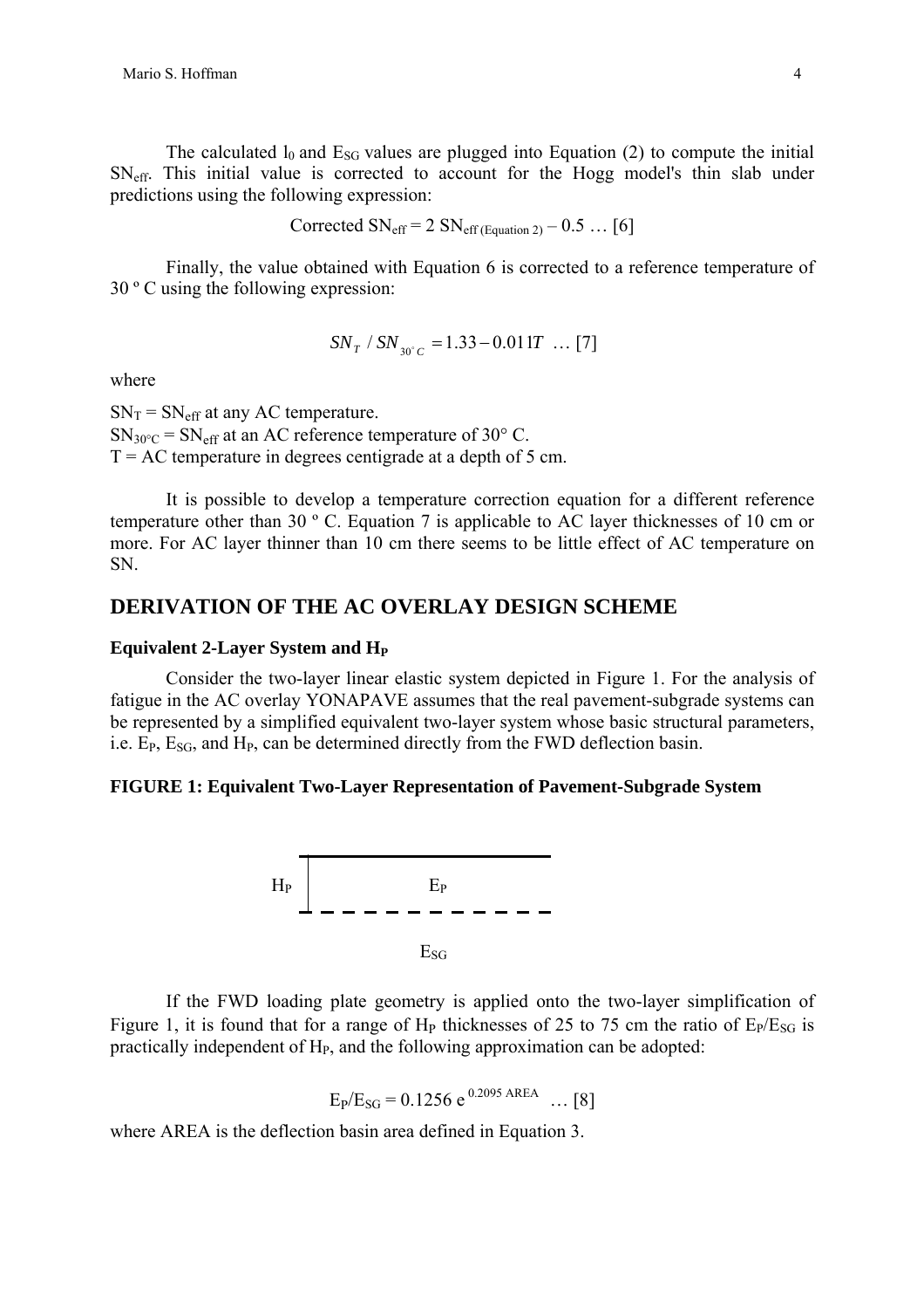The calculated $l_0$ and $E_{SG}$ values are plugged into Equation (2) to compute the initial $SN_{eff}$. This initial value is corrected to account for the Hogg model's thin slab under predictions using the following expression:

$$\text{Corrected } SN_{eff} = 2\ SN_{eff\ (\text{Equation 2})} - 0.5 \ \ldots\ [6]$$

Finally, the value obtained with Equation 6 is corrected to a reference temperature of 30 º C using the following expression:

$$SN_T \ / \ SN_{30^\circ C} = 1.33 - 0.011T \ \ldots\ [7]$$

where

$SN_T = SN_{eff}$ at any AC temperature.
$SN_{30°C} = SN_{eff}$ at an AC reference temperature of 30° C.
T = AC temperature in degrees centigrade at a depth of 5 cm.

It is possible to develop a temperature correction equation for a different reference temperature other than 30 º C. Equation 7 is applicable to AC layer thicknesses of 10 cm or more. For AC layer thinner than 10 cm there seems to be little effect of AC temperature on SN.

## DERIVATION OF THE AC OVERLAY DESIGN SCHEME

### Equivalent 2-Layer System and $H_P$

Consider the two-layer linear elastic system depicted in Figure 1. For the analysis of fatigue in the AC overlay YONAPAVE assumes that the real pavement-subgrade systems can be represented by a simplified equivalent two-layer system whose basic structural parameters, i.e. $E_P$, $E_{SG}$, and $H_P$, can be determined directly from the FWD deflection basin.

**FIGURE 1: Equivalent Two-Layer Representation of Pavement-Subgrade System**

$H_P$ $E_P$

$E_{SG}$

If the FWD loading plate geometry is applied onto the two-layer simplification of Figure 1, it is found that for a range of $H_P$ thicknesses of 25 to 75 cm the ratio of $E_P/E_{SG}$ is practically independent of $H_P$, and the following approximation can be adopted:

$$E_P/E_{SG} = 0.1256\ e^{0.2095\ \text{AREA}} \ \ldots\ [8]$$

where AREA is the deflection basin area defined in Equation 3.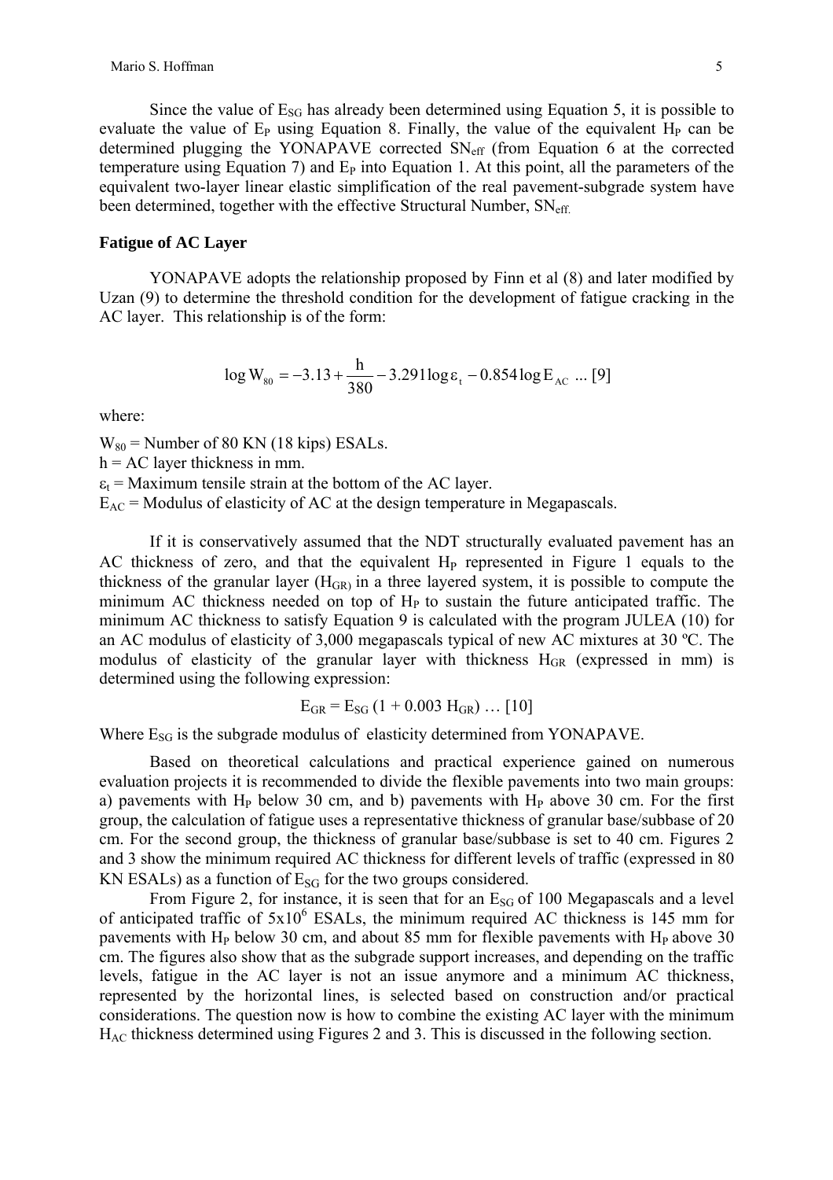Since the value of $E_{SG}$ has already been determined using Equation 5, it is possible to evaluate the value of $E_P$ using Equation 8. Finally, the value of the equivalent $H_P$ can be determined plugging the YONAPAVE corrected $SN_{eff}$ (from Equation 6 at the corrected temperature using Equation 7) and $E_P$ into Equation 1. At this point, all the parameters of the equivalent two-layer linear elastic simplification of the real pavement-subgrade system have been determined, together with the effective Structural Number, $SN_{eff.}$

**Fatigue of AC Layer**

YONAPAVE adopts the relationship proposed by Finn et al (8) and later modified by Uzan (9) to determine the threshold condition for the development of fatigue cracking in the AC layer. This relationship is of the form:

$$\log W_{80} = -3.13 + \frac{h}{380} - 3.291 \log \varepsilon_t - 0.854 \log E_{AC} \quad ... [9]$$

where:

$W_{80}$ = Number of 80 KN (18 kips) ESALs.
h = AC layer thickness in mm.
$\varepsilon_t$ = Maximum tensile strain at the bottom of the AC layer.
$E_{AC}$ = Modulus of elasticity of AC at the design temperature in Megapascals.

If it is conservatively assumed that the NDT structurally evaluated pavement has an AC thickness of zero, and that the equivalent $H_P$ represented in Figure 1 equals to the thickness of the granular layer ($H_{GR}$) in a three layered system, it is possible to compute the minimum AC thickness needed on top of $H_P$ to sustain the future anticipated traffic. The minimum AC thickness to satisfy Equation 9 is calculated with the program JULEA (10) for an AC modulus of elasticity of 3,000 megapascals typical of new AC mixtures at 30 ºC. The modulus of elasticity of the granular layer with thickness $H_{GR}$ (expressed in mm) is determined using the following expression:

$$E_{GR} = E_{SG} (1 + 0.003 H_{GR}) \quad … [10]$$

Where $E_{SG}$ is the subgrade modulus of elasticity determined from YONAPAVE.

Based on theoretical calculations and practical experience gained on numerous evaluation projects it is recommended to divide the flexible pavements into two main groups: a) pavements with $H_P$ below 30 cm, and b) pavements with $H_P$ above 30 cm. For the first group, the calculation of fatigue uses a representative thickness of granular base/subbase of 20 cm. For the second group, the thickness of granular base/subbase is set to 40 cm. Figures 2 and 3 show the minimum required AC thickness for different levels of traffic (expressed in 80 KN ESALs) as a function of $E_{SG}$ for the two groups considered.

From Figure 2, for instance, it is seen that for an $E_{SG}$ of 100 Megapascals and a level of anticipated traffic of $5x10^6$ ESALs, the minimum required AC thickness is 145 mm for pavements with $H_P$ below 30 cm, and about 85 mm for flexible pavements with $H_P$ above 30 cm. The figures also show that as the subgrade support increases, and depending on the traffic levels, fatigue in the AC layer is not an issue anymore and a minimum AC thickness, represented by the horizontal lines, is selected based on construction and/or practical considerations. The question now is how to combine the existing AC layer with the minimum $H_{AC}$ thickness determined using Figures 2 and 3. This is discussed in the following section.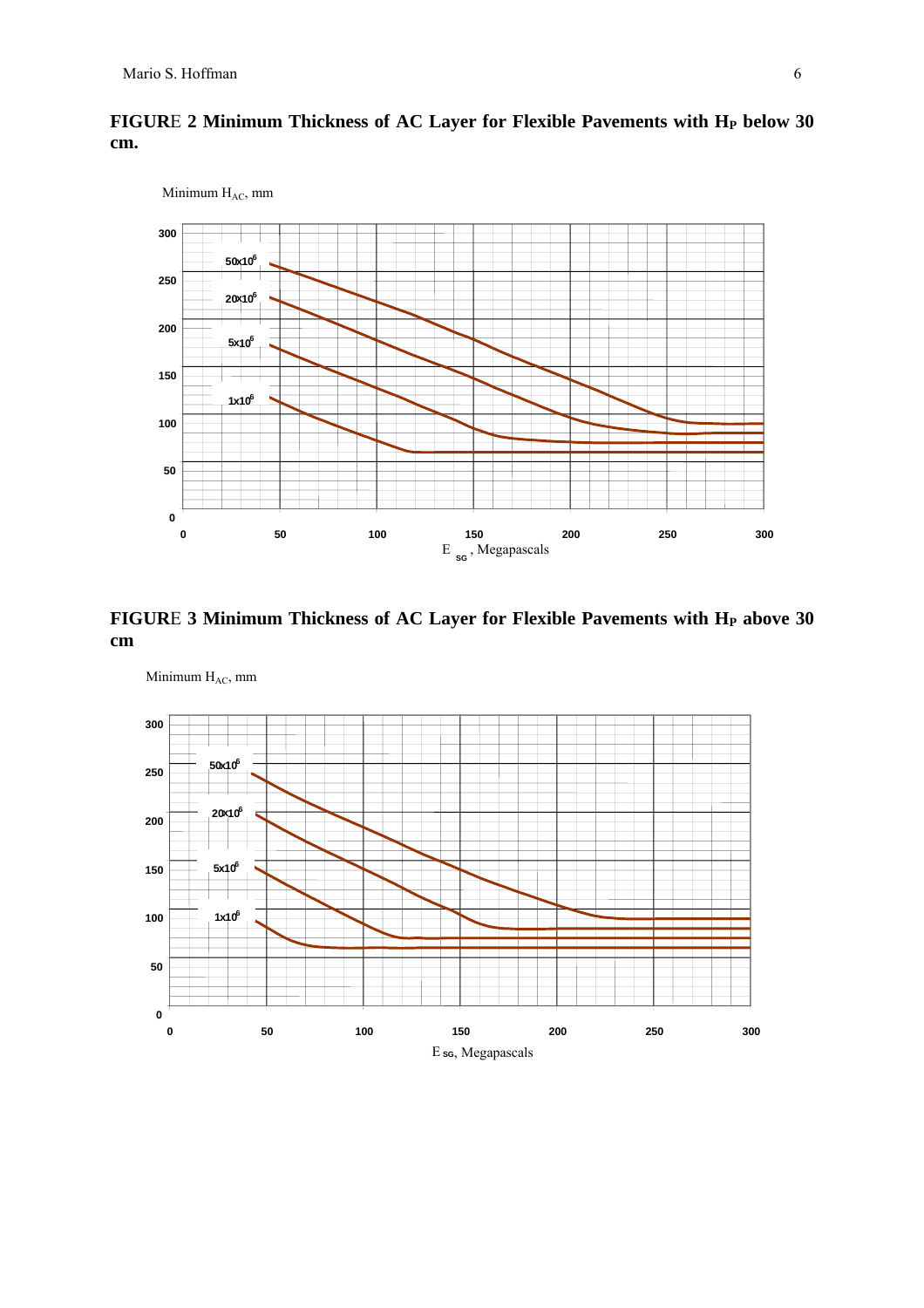**FIGURE 2 Minimum Thickness of AC Layer for Flexible Pavements with $H_P$ below 30 cm.**

Minimum $H_{AC}$, mm

$E_{SG}$, Megapascals

**FIGURE 3 Minimum Thickness of AC Layer for Flexible Pavements with $H_P$ above 30 cm**

Minimum $H_{AC}$, mm

$E_{SG}$, Megapascals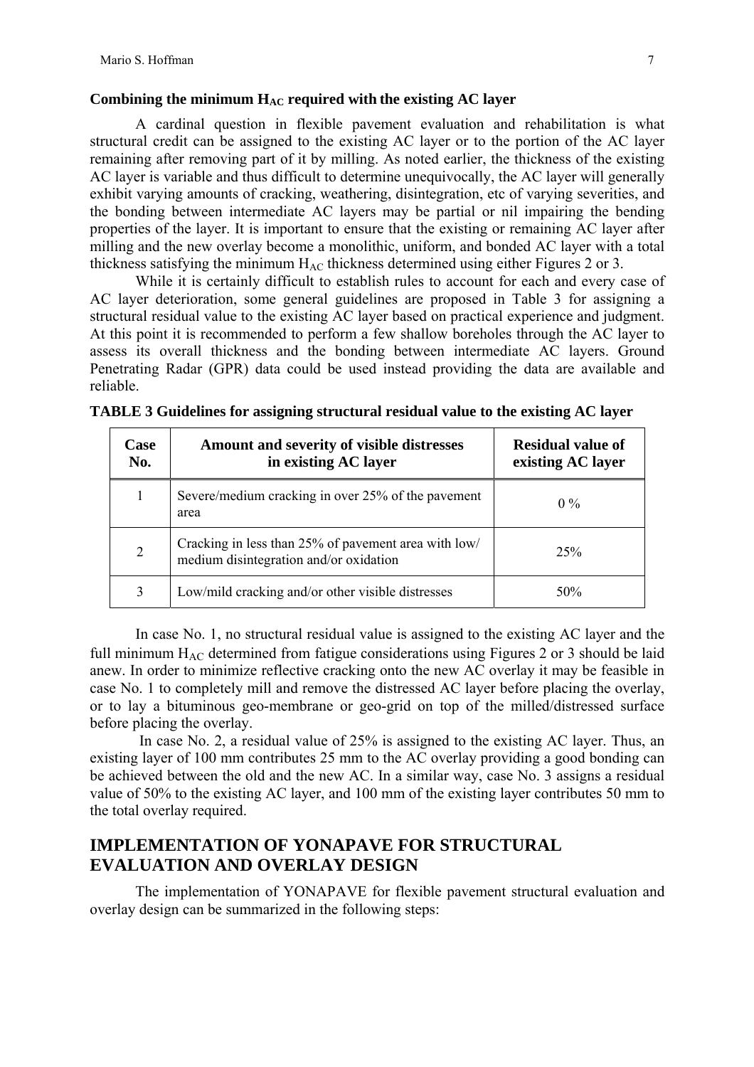### Combining the minimum $H_{AC}$ required with the existing AC layer

A cardinal question in flexible pavement evaluation and rehabilitation is what structural credit can be assigned to the existing AC layer or to the portion of the AC layer remaining after removing part of it by milling. As noted earlier, the thickness of the existing AC layer is variable and thus difficult to determine unequivocally, the AC layer will generally exhibit varying amounts of cracking, weathering, disintegration, etc of varying severities, and the bonding between intermediate AC layers may be partial or nil impairing the bending properties of the layer. It is important to ensure that the existing or remaining AC layer after milling and the new overlay become a monolithic, uniform, and bonded AC layer with a total thickness satisfying the minimum $H_{AC}$ thickness determined using either Figures 2 or 3.

While it is certainly difficult to establish rules to account for each and every case of AC layer deterioration, some general guidelines are proposed in Table 3 for assigning a structural residual value to the existing AC layer based on practical experience and judgment. At this point it is recommended to perform a few shallow boreholes through the AC layer to assess its overall thickness and the bonding between intermediate AC layers. Ground Penetrating Radar (GPR) data could be used instead providing the data are available and reliable.

**TABLE 3 Guidelines for assigning structural residual value to the existing AC layer**

| Case No. | Amount and severity of visible distresses in existing AC layer | Residual value of existing AC layer |
|---|---|---|
| 1 | Severe/medium cracking in over 25% of the pavement area | 0 % |
| 2 | Cracking in less than 25% of pavement area with low/ medium disintegration and/or oxidation | 25% |
| 3 | Low/mild cracking and/or other visible distresses | 50% |

In case No. 1, no structural residual value is assigned to the existing AC layer and the full minimum $H_{AC}$ determined from fatigue considerations using Figures 2 or 3 should be laid anew. In order to minimize reflective cracking onto the new AC overlay it may be feasible in case No. 1 to completely mill and remove the distressed AC layer before placing the overlay, or to lay a bituminous geo-membrane or geo-grid on top of the milled/distressed surface before placing the overlay.

In case No. 2, a residual value of 25% is assigned to the existing AC layer. Thus, an existing layer of 100 mm contributes 25 mm to the AC overlay providing a good bonding can be achieved between the old and the new AC. In a similar way, case No. 3 assigns a residual value of 50% to the existing AC layer, and 100 mm of the existing layer contributes 50 mm to the total overlay required.

## IMPLEMENTATION OF YONAPAVE FOR STRUCTURAL EVALUATION AND OVERLAY DESIGN

The implementation of YONAPAVE for flexible pavement structural evaluation and overlay design can be summarized in the following steps: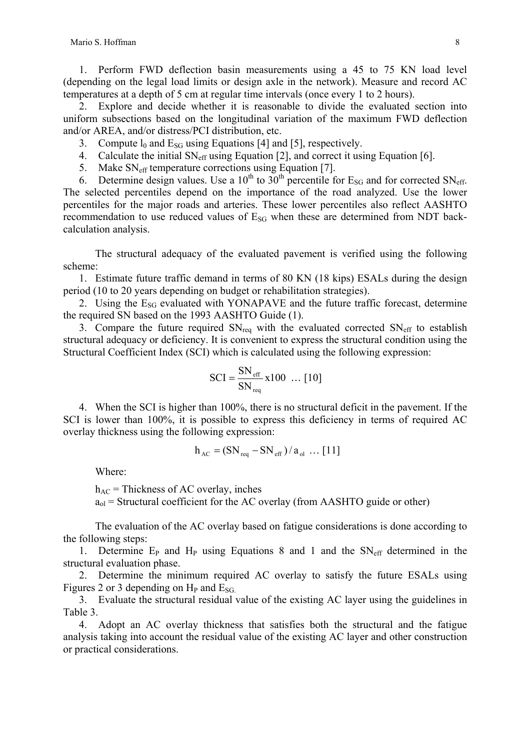1. Perform FWD deflection basin measurements using a 45 to 75 KN load level (depending on the legal load limits or design axle in the network). Measure and record AC temperatures at a depth of 5 cm at regular time intervals (once every 1 to 2 hours).
2. Explore and decide whether it is reasonable to divide the evaluated section into uniform subsections based on the longitudinal variation of the maximum FWD deflection and/or AREA, and/or distress/PCI distribution, etc.
3. Compute $l_0$ and $E_{SG}$ using Equations [4] and [5], respectively.
4. Calculate the initial $SN_{eff}$ using Equation [2], and correct it using Equation [6].
5. Make $SN_{eff}$ temperature corrections using Equation [7].
6. Determine design values. Use a $10^{th}$ to $30^{th}$ percentile for $E_{SG}$ and for corrected $SN_{eff}$. The selected percentiles depend on the importance of the road analyzed. Use the lower percentiles for the major roads and arteries. These lower percentiles also reflect AASHTO recommendation to use reduced values of $E_{SG}$ when these are determined from NDT back-calculation analysis.

The structural adequacy of the evaluated pavement is verified using the following scheme:

1. Estimate future traffic demand in terms of 80 KN (18 kips) ESALs during the design period (10 to 20 years depending on budget or rehabilitation strategies).
2. Using the $E_{SG}$ evaluated with YONAPAVE and the future traffic forecast, determine the required SN based on the 1993 AASHTO Guide (1).
3. Compare the future required $SN_{req}$ with the evaluated corrected $SN_{eff}$ to establish structural adequacy or deficiency. It is convenient to express the structural condition using the Structural Coefficient Index (SCI) which is calculated using the following expression:

$$SCI = \frac{SN_{eff}}{SN_{req}} x100 \quad \ldots [10]$$

4. When the SCI is higher than 100%, there is no structural deficit in the pavement. If the SCI is lower than 100%, it is possible to express this deficiency in terms of required AC overlay thickness using the following expression:

$$h_{AC} = (SN_{req} - SN_{eff}) / a_{ol} \quad \ldots [11]$$

Where:

$h_{AC}$ = Thickness of AC overlay, inches

$a_{ol}$ = Structural coefficient for the AC overlay (from AASHTO guide or other)

The evaluation of the AC overlay based on fatigue considerations is done according to the following steps:

1. Determine $E_P$ and $H_P$ using Equations 8 and 1 and the $SN_{eff}$ determined in the structural evaluation phase.
2. Determine the minimum required AC overlay to satisfy the future ESALs using Figures 2 or 3 depending on $H_P$ and $E_{SG}$.
3. Evaluate the structural residual value of the existing AC layer using the guidelines in Table 3.
4. Adopt an AC overlay thickness that satisfies both the structural and the fatigue analysis taking into account the residual value of the existing AC layer and other construction or practical considerations.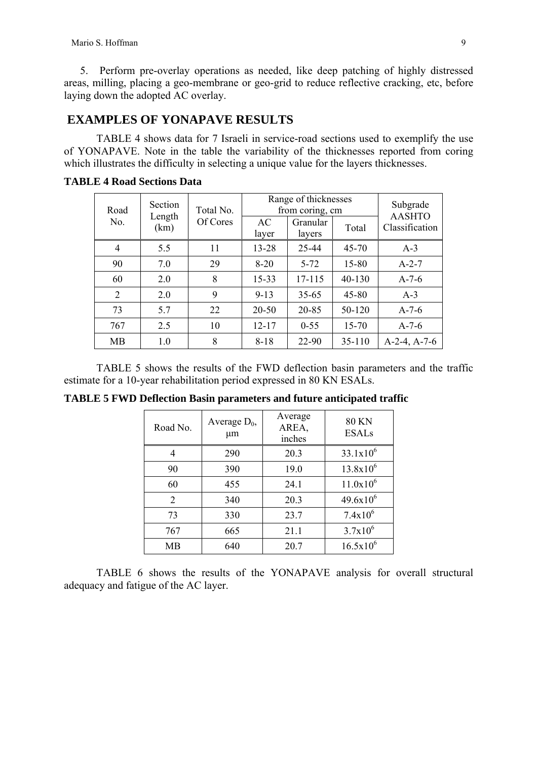5. Perform pre-overlay operations as needed, like deep patching of highly distressed areas, milling, placing a geo-membrane or geo-grid to reduce reflective cracking, etc, before laying down the adopted AC overlay.

## EXAMPLES OF YONAPAVE RESULTS

TABLE 4 shows data for 7 Israeli in service-road sections used to exemplify the use of YONAPAVE. Note in the table the variability of the thicknesses reported from coring which illustrates the difficulty in selecting a unique value for the layers thicknesses.

**TABLE 4 Road Sections Data**

| Road No. | Section Length (km) | Total No. Of Cores | Range of thicknesses from coring, cm | | | Subgrade AASHTO Classification |
|---|---|---|---|---|---|---|
| | | | AC layer | Granular layers | Total | |
| 4 | 5.5 | 11 | 13-28 | 25-44 | 45-70 | A-3 |
| 90 | 7.0 | 29 | 8-20 | 5-72 | 15-80 | A-2-7 |
| 60 | 2.0 | 8 | 15-33 | 17-115 | 40-130 | A-7-6 |
| 2 | 2.0 | 9 | 9-13 | 35-65 | 45-80 | A-3 |
| 73 | 5.7 | 22 | 20-50 | 20-85 | 50-120 | A-7-6 |
| 767 | 2.5 | 10 | 12-17 | 0-55 | 15-70 | A-7-6 |
| MB | 1.0 | 8 | 8-18 | 22-90 | 35-110 | A-2-4, A-7-6 |

TABLE 5 shows the results of the FWD deflection basin parameters and the traffic estimate for a 10-year rehabilitation period expressed in 80 KN ESALs.

**TABLE 5 FWD Deflection Basin parameters and future anticipated traffic**

| Road No. | Average $D_0$, μm | Average AREA, inches | 80 KN ESALs |
|---|---|---|---|
| 4 | 290 | 20.3 | $33.1 \times 10^6$ |
| 90 | 390 | 19.0 | $13.8 \times 10^6$ |
| 60 | 455 | 24.1 | $11.0 \times 10^6$ |
| 2 | 340 | 20.3 | $49.6 \times 10^6$ |
| 73 | 330 | 23.7 | $7.4 \times 10^6$ |
| 767 | 665 | 21.1 | $3.7 \times 10^6$ |
| MB | 640 | 20.7 | $16.5 \times 10^6$ |

TABLE 6 shows the results of the YONAPAVE analysis for overall structural adequacy and fatigue of the AC layer.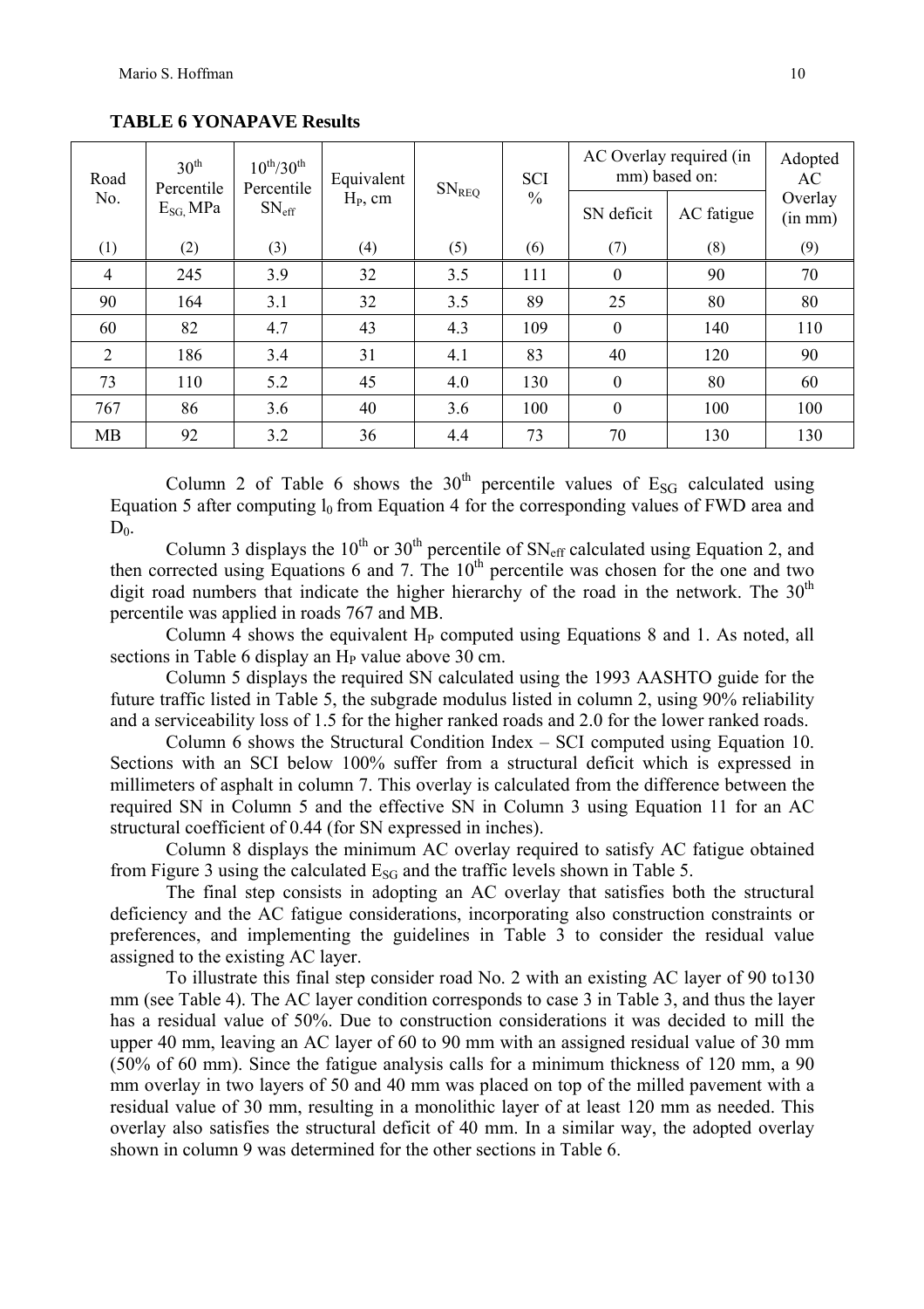**TABLE 6 YONAPAVE Results**

| Road No. | $30^{th}$ Percentile $E_{SG}$, MPa | $10^{th}/30^{th}$ Percentile $SN_{eff}$ | Equivalent $H_P$, cm | $SN_{REQ}$ | SCI % | AC Overlay required (in mm) based on: | | Adopted AC Overlay (in mm) |
|---|---|---|---|---|---|---|---|---|
| | | | | | | SN deficit | AC fatigue | |
| (1) | (2) | (3) | (4) | (5) | (6) | (7) | (8) | (9) |
| 4 | 245 | 3.9 | 32 | 3.5 | 111 | 0 | 90 | 70 |
| 90 | 164 | 3.1 | 32 | 3.5 | 89 | 25 | 80 | 80 |
| 60 | 82 | 4.7 | 43 | 4.3 | 109 | 0 | 140 | 110 |
| 2 | 186 | 3.4 | 31 | 4.1 | 83 | 40 | 120 | 90 |
| 73 | 110 | 5.2 | 45 | 4.0 | 130 | 0 | 80 | 60 |
| 767 | 86 | 3.6 | 40 | 3.6 | 100 | 0 | 100 | 100 |
| MB | 92 | 3.2 | 36 | 4.4 | 73 | 70 | 130 | 130 |

Column 2 of Table 6 shows the $30^{th}$ percentile values of $E_{SG}$ calculated using Equation 5 after computing $l_0$ from Equation 4 for the corresponding values of FWD area and $D_0$.

Column 3 displays the $10^{th}$ or $30^{th}$ percentile of $SN_{eff}$ calculated using Equation 2, and then corrected using Equations 6 and 7. The $10^{th}$ percentile was chosen for the one and two digit road numbers that indicate the higher hierarchy of the road in the network. The $30^{th}$ percentile was applied in roads 767 and MB.

Column 4 shows the equivalent $H_P$ computed using Equations 8 and 1. As noted, all sections in Table 6 display an $H_P$ value above 30 cm.

Column 5 displays the required SN calculated using the 1993 AASHTO guide for the future traffic listed in Table 5, the subgrade modulus listed in column 2, using 90% reliability and a serviceability loss of 1.5 for the higher ranked roads and 2.0 for the lower ranked roads.

Column 6 shows the Structural Condition Index – SCI computed using Equation 10. Sections with an SCI below 100% suffer from a structural deficit which is expressed in millimeters of asphalt in column 7. This overlay is calculated from the difference between the required SN in Column 5 and the effective SN in Column 3 using Equation 11 for an AC structural coefficient of 0.44 (for SN expressed in inches).

Column 8 displays the minimum AC overlay required to satisfy AC fatigue obtained from Figure 3 using the calculated $E_{SG}$ and the traffic levels shown in Table 5.

The final step consists in adopting an AC overlay that satisfies both the structural deficiency and the AC fatigue considerations, incorporating also construction constraints or preferences, and implementing the guidelines in Table 3 to consider the residual value assigned to the existing AC layer.

To illustrate this final step consider road No. 2 with an existing AC layer of 90 to130 mm (see Table 4). The AC layer condition corresponds to case 3 in Table 3, and thus the layer has a residual value of 50%. Due to construction considerations it was decided to mill the upper 40 mm, leaving an AC layer of 60 to 90 mm with an assigned residual value of 30 mm (50% of 60 mm). Since the fatigue analysis calls for a minimum thickness of 120 mm, a 90 mm overlay in two layers of 50 and 40 mm was placed on top of the milled pavement with a residual value of 30 mm, resulting in a monolithic layer of at least 120 mm as needed. This overlay also satisfies the structural deficit of 40 mm. In a similar way, the adopted overlay shown in column 9 was determined for the other sections in Table 6.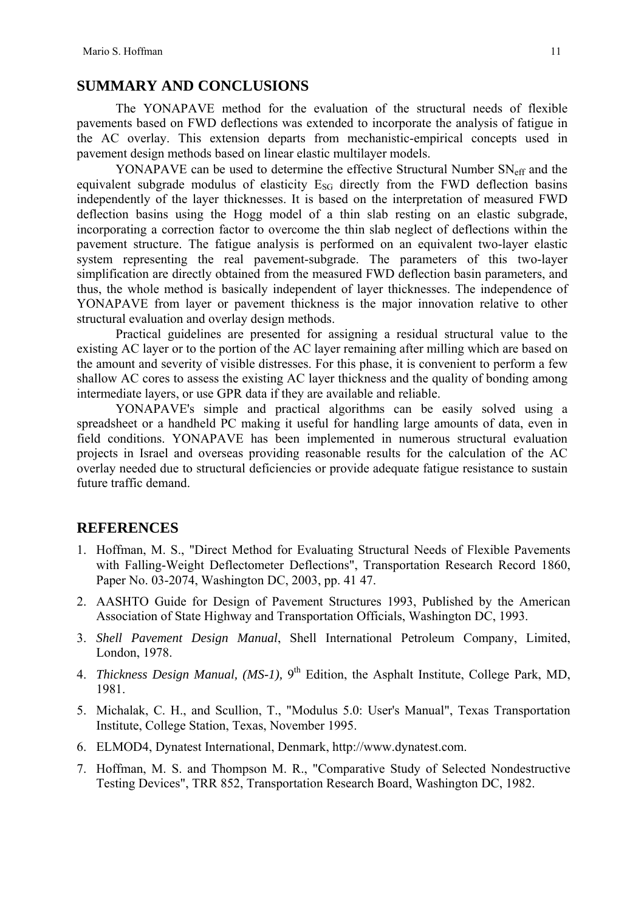## SUMMARY AND CONCLUSIONS

The YONAPAVE method for the evaluation of the structural needs of flexible pavements based on FWD deflections was extended to incorporate the analysis of fatigue in the AC overlay. This extension departs from mechanistic-empirical concepts used in pavement design methods based on linear elastic multilayer models.

YONAPAVE can be used to determine the effective Structural Number $SN_{eff}$ and the equivalent subgrade modulus of elasticity $E_{SG}$ directly from the FWD deflection basins independently of the layer thicknesses. It is based on the interpretation of measured FWD deflection basins using the Hogg model of a thin slab resting on an elastic subgrade, incorporating a correction factor to overcome the thin slab neglect of deflections within the pavement structure. The fatigue analysis is performed on an equivalent two-layer elastic system representing the real pavement-subgrade. The parameters of this two-layer simplification are directly obtained from the measured FWD deflection basin parameters, and thus, the whole method is basically independent of layer thicknesses. The independence of YONAPAVE from layer or pavement thickness is the major innovation relative to other structural evaluation and overlay design methods.

Practical guidelines are presented for assigning a residual structural value to the existing AC layer or to the portion of the AC layer remaining after milling which are based on the amount and severity of visible distresses. For this phase, it is convenient to perform a few shallow AC cores to assess the existing AC layer thickness and the quality of bonding among intermediate layers, or use GPR data if they are available and reliable.

YONAPAVE's simple and practical algorithms can be easily solved using a spreadsheet or a handheld PC making it useful for handling large amounts of data, even in field conditions. YONAPAVE has been implemented in numerous structural evaluation projects in Israel and overseas providing reasonable results for the calculation of the AC overlay needed due to structural deficiencies or provide adequate fatigue resistance to sustain future traffic demand.

## REFERENCES

1. Hoffman, M. S., "Direct Method for Evaluating Structural Needs of Flexible Pavements with Falling-Weight Deflectometer Deflections", Transportation Research Record 1860, Paper No. 03-2074, Washington DC, 2003, pp. 41 47.
2. AASHTO Guide for Design of Pavement Structures 1993, Published by the American Association of State Highway and Transportation Officials, Washington DC, 1993.
3. *Shell Pavement Design Manual*, Shell International Petroleum Company, Limited, London, 1978.
4. *Thickness Design Manual, (MS-1),* 9th Edition, the Asphalt Institute, College Park, MD, 1981.
5. Michalak, C. H., and Scullion, T., "Modulus 5.0: User's Manual", Texas Transportation Institute, College Station, Texas, November 1995.
6. ELMOD4, Dynatest International, Denmark, http://www.dynatest.com.
7. Hoffman, M. S. and Thompson M. R., "Comparative Study of Selected Nondestructive Testing Devices", TRR 852, Transportation Research Board, Washington DC, 1982.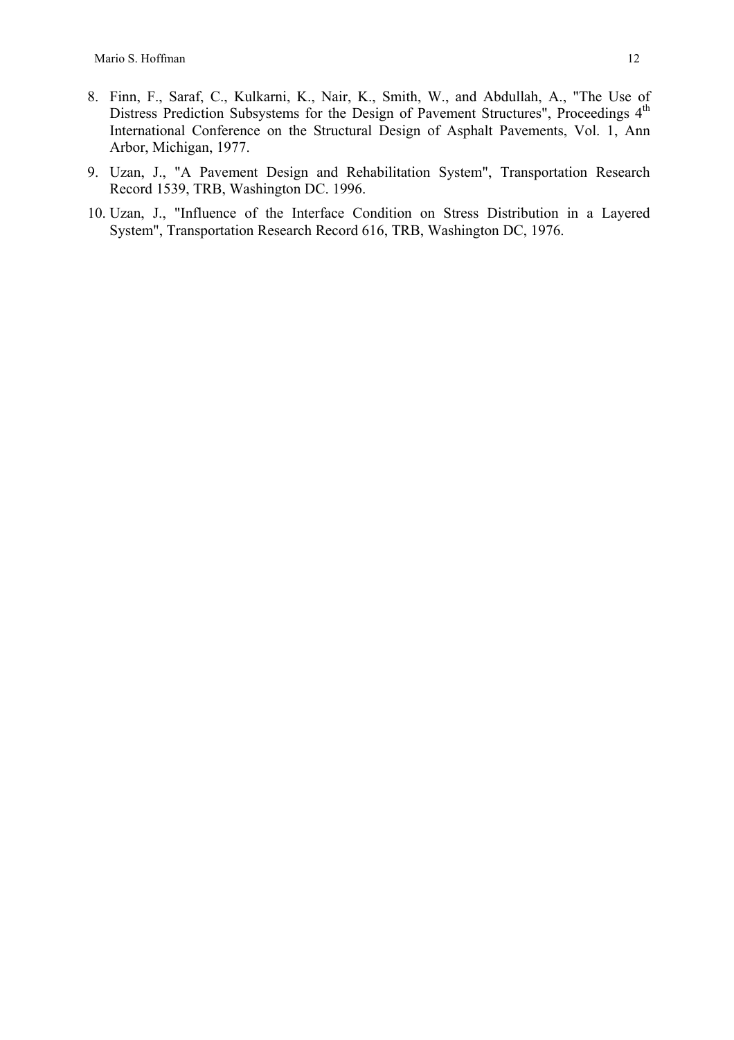8. Finn, F., Saraf, C., Kulkarni, K., Nair, K., Smith, W., and Abdullah, A., "The Use of Distress Prediction Subsystems for the Design of Pavement Structures", Proceedings 4th International Conference on the Structural Design of Asphalt Pavements, Vol. 1, Ann Arbor, Michigan, 1977.
9. Uzan, J., "A Pavement Design and Rehabilitation System", Transportation Research Record 1539, TRB, Washington DC. 1996.
10. Uzan, J., "Influence of the Interface Condition on Stress Distribution in a Layered System", Transportation Research Record 616, TRB, Washington DC, 1976.